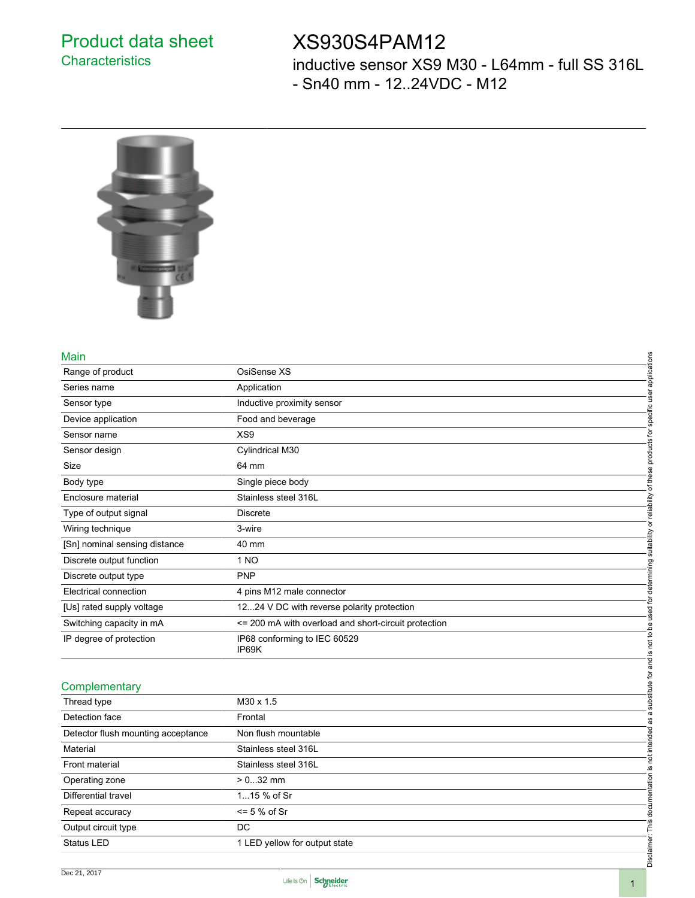# Product data sheet

## Characteristics

# XS930S4PAM12

inductive sensor XS9 M30 - L64mm - full SS 316L - Sn40 mm - 12..24VDC - M12

## Main

| | |
|---|---|
| Range of product | OsiSense XS |
| Series name | Application |
| Sensor type | Inductive proximity sensor |
| Device application | Food and beverage |
| Sensor name | XS9 |
| Sensor design | Cylindrical M30 |
| Size | 64 mm |
| Body type | Single piece body |
| Enclosure material | Stainless steel 316L |
| Type of output signal | Discrete |
| Wiring technique | 3-wire |
| [Sn] nominal sensing distance | 40 mm |
| Discrete output function | 1 NO |
| Discrete output type | PNP |
| Electrical connection | 4 pins M12 male connector |
| [Us] rated supply voltage | 12...24 V DC with reverse polarity protection |
| Switching capacity in mA | <= 200 mA with overload and short-circuit protection |
| IP degree of protection | IP68 conforming to IEC 60529<br>IP69K |

## Complementary

| | |
|---|---|
| Thread type | M30 x 1.5 |
| Detection face | Frontal |
| Detector flush mounting acceptance | Non flush mountable |
| Material | Stainless steel 316L |
| Front material | Stainless steel 316L |
| Operating zone | > 0...32 mm |
| Differential travel | 1...15 % of Sr |
| Repeat accuracy | <= 5 % of Sr |
| Output circuit type | DC |
| Status LED | 1 LED yellow for output state |

Disclaimer: This documentation is not intended as a substitute for and is not to be used for determining suitability or reliability of these products for specific user applications

Dec 21, 2017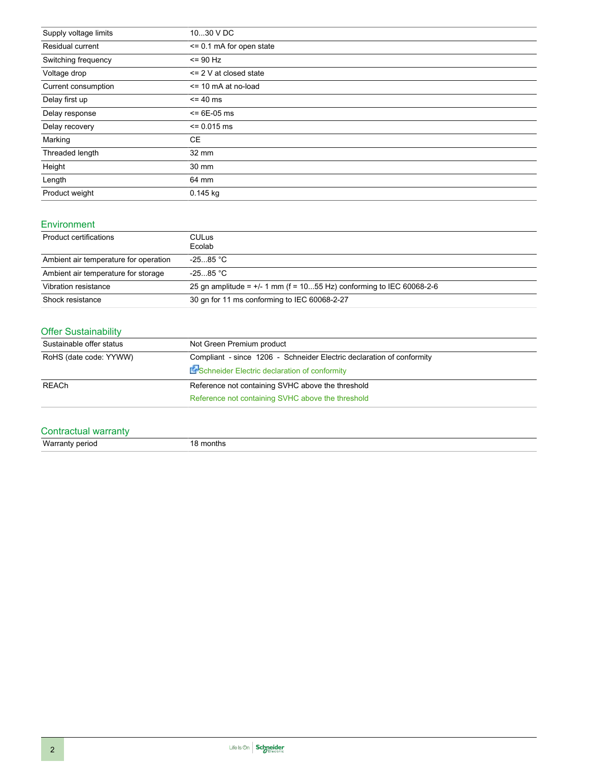| | |
|---|---|
| Supply voltage limits | 10...30 V DC |
| Residual current | <= 0.1 mA for open state |
| Switching frequency | <= 90 Hz |
| Voltage drop | <= 2 V at closed state |
| Current consumption | <= 10 mA at no-load |
| Delay first up | <= 40 ms |
| Delay response | <= 6E-05 ms |
| Delay recovery | <= 0.015 ms |
| Marking | CE |
| Threaded length | 32 mm |
| Height | 30 mm |
| Length | 64 mm |
| Product weight | 0.145 kg |

## Environment

| | |
|---|---|
| Product certifications | CULus<br>Ecolab |
| Ambient air temperature for operation | -25...85 °C |
| Ambient air temperature for storage | -25...85 °C |
| Vibration resistance | 25 gn amplitude = +/- 1 mm (f = 10...55 Hz) conforming to IEC 60068-2-6 |
| Shock resistance | 30 gn for 11 ms conforming to IEC 60068-2-27 |

## Offer Sustainability

| | |
|---|---|
| Sustainable offer status | Not Green Premium product |
| RoHS (date code: YYWW) | Compliant - since 1206 - Schneider Electric declaration of conformity<br>Schneider Electric declaration of conformity |
| REACh | Reference not containing SVHC above the threshold<br>Reference not containing SVHC above the threshold |

## Contractual warranty

| | |
|---|---|
| Warranty period | 18 months |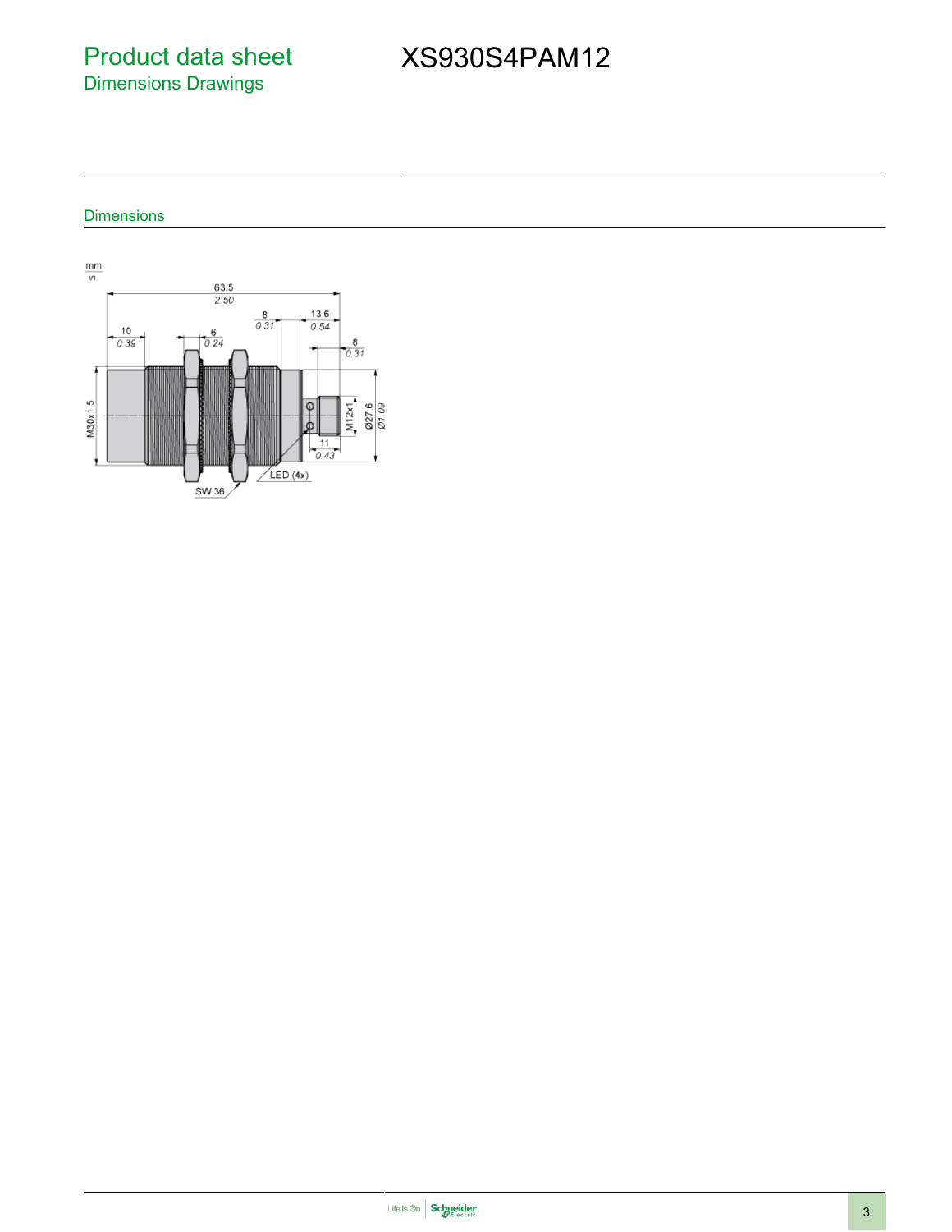# Product data sheet
## Dimensions Drawings

# XS930S4PAM12

### Dimensions

mm
in.

63.5
2.50

10
0.39

6
0.24

8
0.31

13.6
0.54

8
0.31

M30x1.5

M12x1

Ø27.6
Ø1.09

11
0.43

LED (4x)

SW 36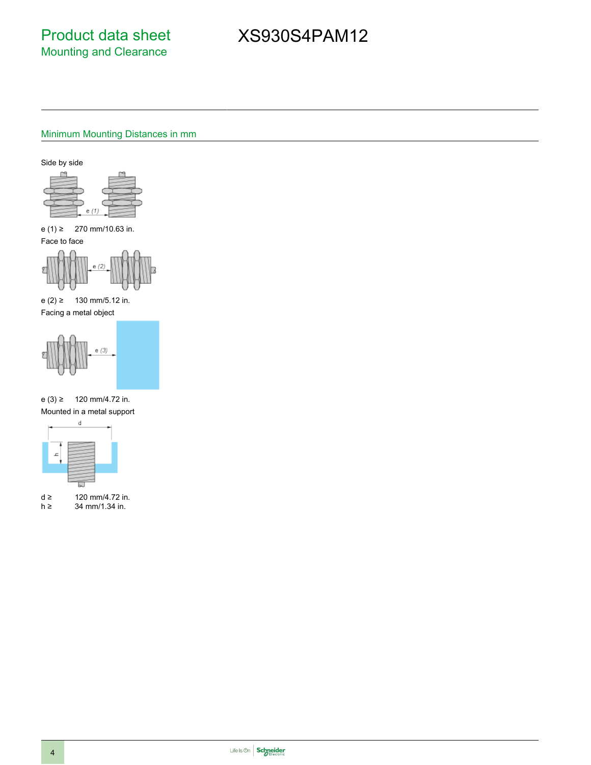# Product data sheet
## Mounting and Clearance

# XS930S4PAM12

### Minimum Mounting Distances in mm

Side by side

e (1) ≥ 270 mm/10.63 in.

Face to face

e (2) ≥ 130 mm/5.12 in.

Facing a metal object

e (3) ≥ 120 mm/4.72 in.

Mounted in a metal support

d ≥ 120 mm/4.72 in.
h ≥ 34 mm/1.34 in.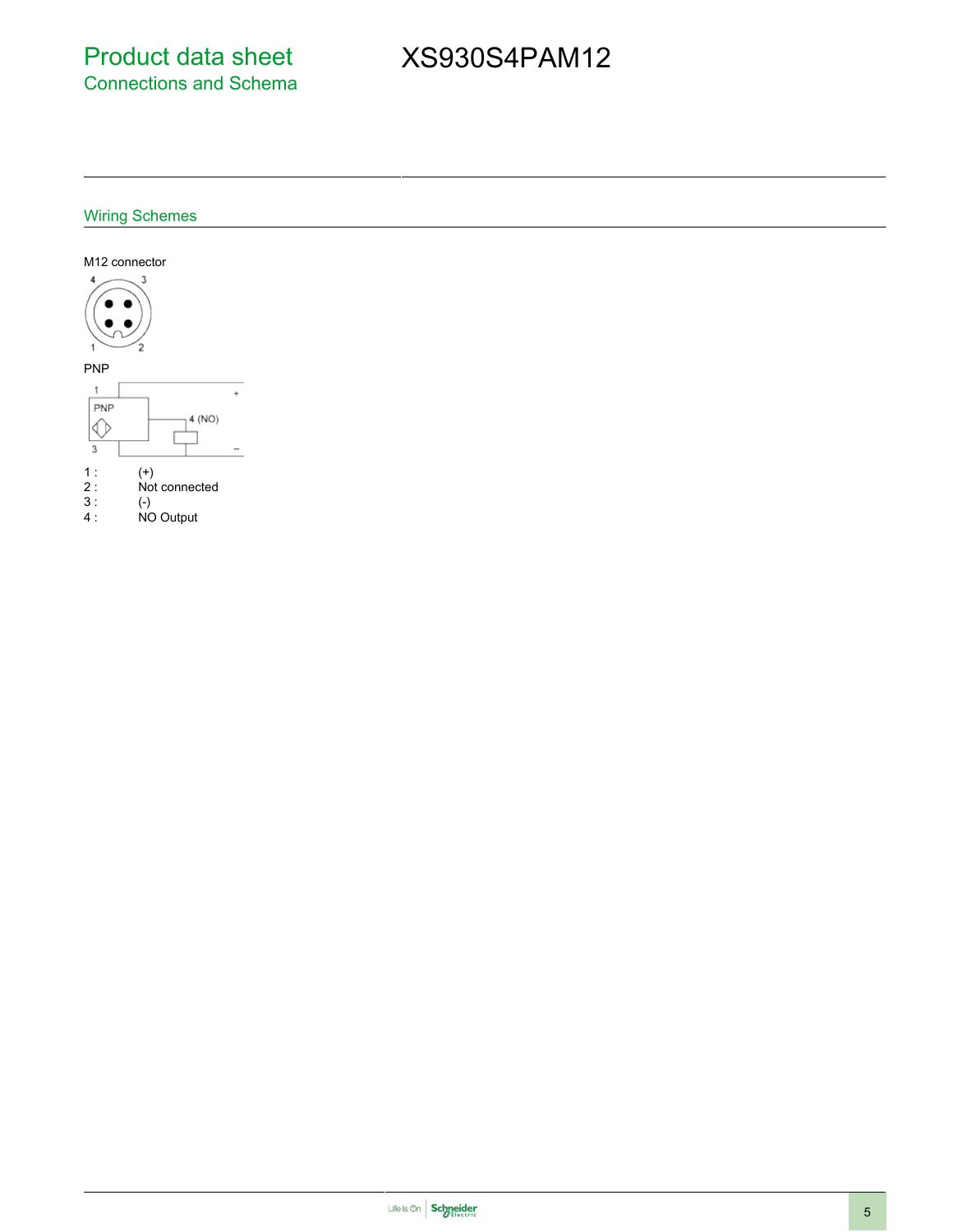# Product data sheet
## Connections and Schema

# XS930S4PAM12

### Wiring Schemes

M12 connector

PNP

1 : (+)
2 : Not connected
3 : (-)
4 : NO Output